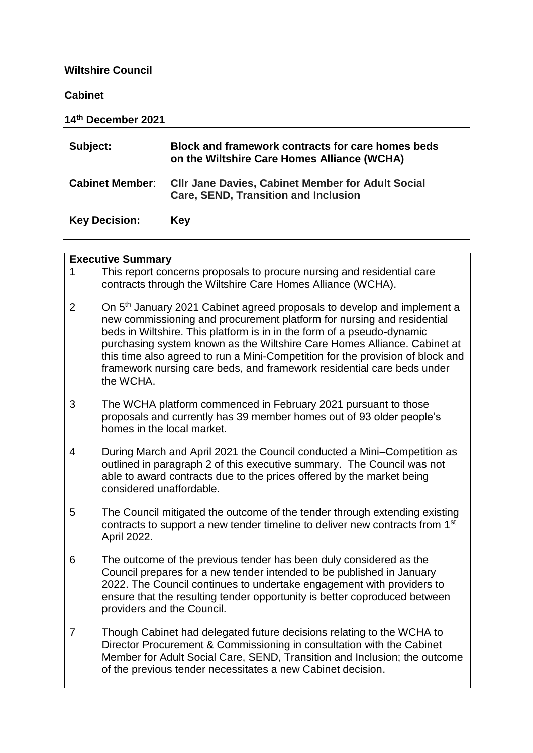**Wiltshire Council**

**Cabinet**

**14th December 2021**

| | |
|---|---|
| **Subject:** | **Block and framework contracts for care homes beds on the Wiltshire Care Homes Alliance (WCHA)** |
| **Cabinet Member**: | **Cllr Jane Davies, Cabinet Member for Adult Social Care, SEND, Transition and Inclusion** |
| **Key Decision:** | **Key** |

**Executive Summary**

1 This report concerns proposals to procure nursing and residential care contracts through the Wiltshire Care Homes Alliance (WCHA).

2 On 5th January 2021 Cabinet agreed proposals to develop and implement a new commissioning and procurement platform for nursing and residential beds in Wiltshire. This platform is in in the form of a pseudo-dynamic purchasing system known as the Wiltshire Care Homes Alliance. Cabinet at this time also agreed to run a Mini-Competition for the provision of block and framework nursing care beds, and framework residential care beds under the WCHA.

3 The WCHA platform commenced in February 2021 pursuant to those proposals and currently has 39 member homes out of 93 older people's homes in the local market.

4 During March and April 2021 the Council conducted a Mini–Competition as outlined in paragraph 2 of this executive summary. The Council was not able to award contracts due to the prices offered by the market being considered unaffordable.

5 The Council mitigated the outcome of the tender through extending existing contracts to support a new tender timeline to deliver new contracts from 1st April 2022.

6 The outcome of the previous tender has been duly considered as the Council prepares for a new tender intended to be published in January 2022. The Council continues to undertake engagement with providers to ensure that the resulting tender opportunity is better coproduced between providers and the Council.

7 Though Cabinet had delegated future decisions relating to the WCHA to Director Procurement & Commissioning in consultation with the Cabinet Member for Adult Social Care, SEND, Transition and Inclusion; the outcome of the previous tender necessitates a new Cabinet decision.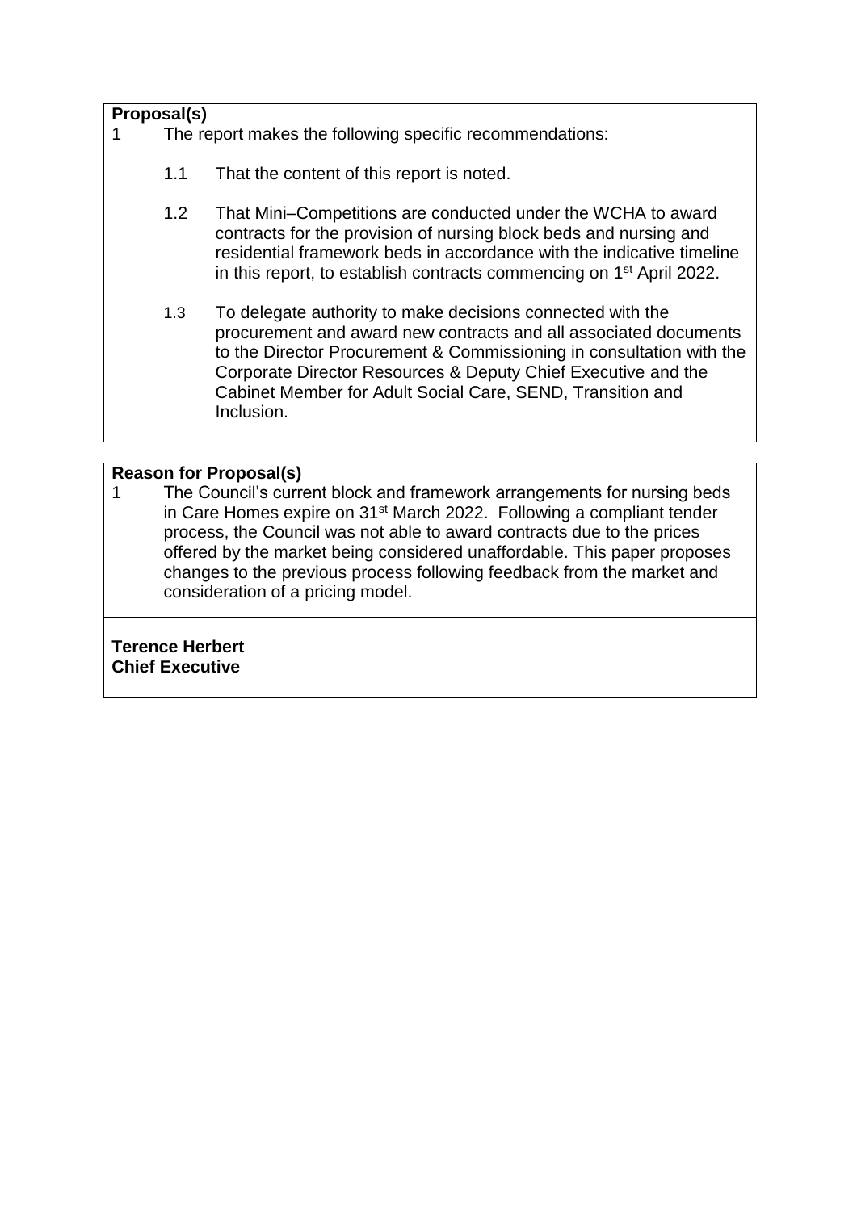**Proposal(s)**

1 The report makes the following specific recommendations:

1.1 That the content of this report is noted.

1.2 That Mini–Competitions are conducted under the WCHA to award contracts for the provision of nursing block beds and nursing and residential framework beds in accordance with the indicative timeline in this report, to establish contracts commencing on 1st April 2022.

1.3 To delegate authority to make decisions connected with the procurement and award new contracts and all associated documents to the Director Procurement & Commissioning in consultation with the Corporate Director Resources & Deputy Chief Executive and the Cabinet Member for Adult Social Care, SEND, Transition and Inclusion.

**Reason for Proposal(s)**

1 The Council's current block and framework arrangements for nursing beds in Care Homes expire on 31st March 2022. Following a compliant tender process, the Council was not able to award contracts due to the prices offered by the market being considered unaffordable. This paper proposes changes to the previous process following feedback from the market and consideration of a pricing model.

**Terence Herbert**
**Chief Executive**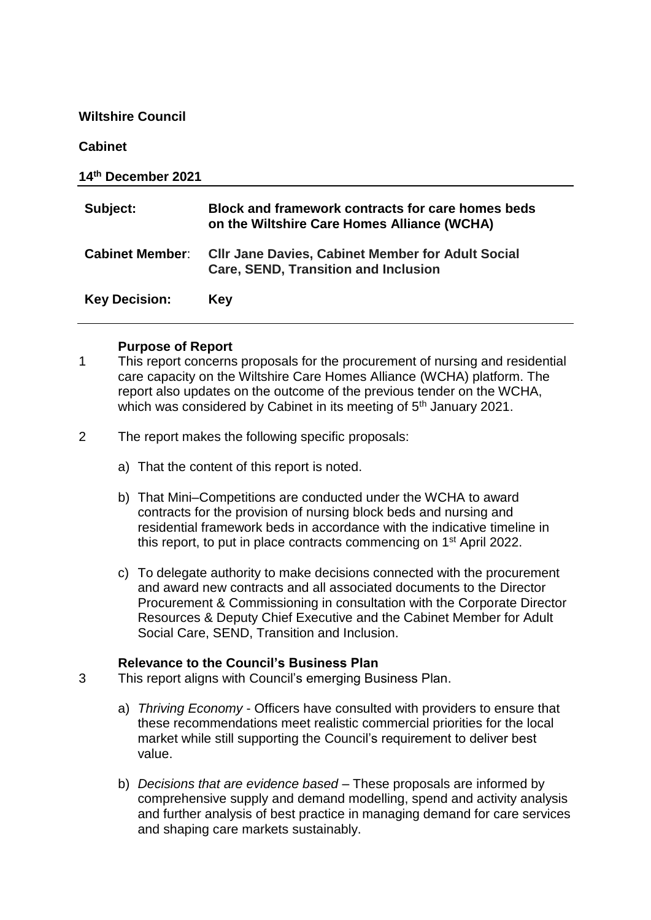**Wiltshire Council**

**Cabinet**

**14th December 2021**

| **Subject:** | **Block and framework contracts for care homes beds on the Wiltshire Care Homes Alliance (WCHA)** |
|---|---|
| **Cabinet Member**: | **Cllr Jane Davies, Cabinet Member for Adult Social Care, SEND, Transition and Inclusion** |
| **Key Decision:** | **Key** |

**Purpose of Report**

1 This report concerns proposals for the procurement of nursing and residential care capacity on the Wiltshire Care Homes Alliance (WCHA) platform. The report also updates on the outcome of the previous tender on the WCHA, which was considered by Cabinet in its meeting of 5th January 2021.

2 The report makes the following specific proposals:

a) That the content of this report is noted.

b) That Mini–Competitions are conducted under the WCHA to award contracts for the provision of nursing block beds and nursing and residential framework beds in accordance with the indicative timeline in this report, to put in place contracts commencing on 1st April 2022.

c) To delegate authority to make decisions connected with the procurement and award new contracts and all associated documents to the Director Procurement & Commissioning in consultation with the Corporate Director Resources & Deputy Chief Executive and the Cabinet Member for Adult Social Care, SEND, Transition and Inclusion.

**Relevance to the Council's Business Plan**

3 This report aligns with Council's emerging Business Plan.

a) *Thriving Economy* - Officers have consulted with providers to ensure that these recommendations meet realistic commercial priorities for the local market while still supporting the Council's requirement to deliver best value.

b) *Decisions that are evidence based* – These proposals are informed by comprehensive supply and demand modelling, spend and activity analysis and further analysis of best practice in managing demand for care services and shaping care markets sustainably.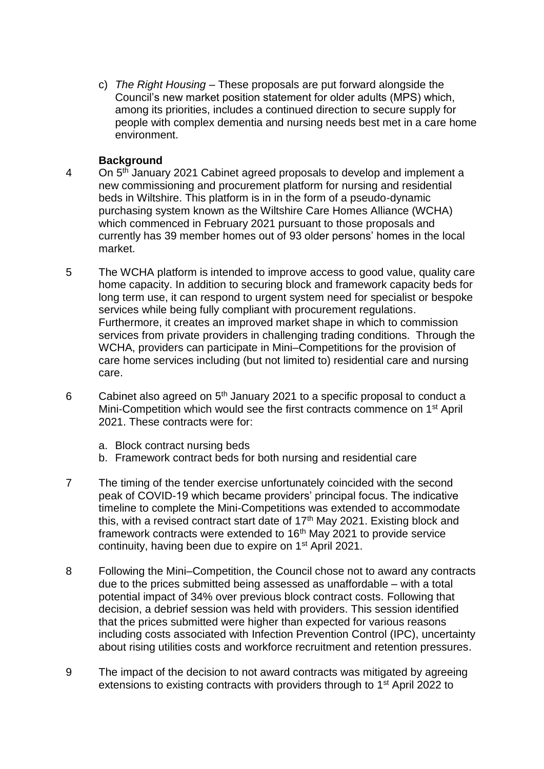c) *The Right Housing* – These proposals are put forward alongside the Council's new market position statement for older adults (MPS) which, among its priorities, includes a continued direction to secure supply for people with complex dementia and nursing needs best met in a care home environment.

**Background**

4 On 5th January 2021 Cabinet agreed proposals to develop and implement a new commissioning and procurement platform for nursing and residential beds in Wiltshire. This platform is in in the form of a pseudo-dynamic purchasing system known as the Wiltshire Care Homes Alliance (WCHA) which commenced in February 2021 pursuant to those proposals and currently has 39 member homes out of 93 older persons' homes in the local market.

5 The WCHA platform is intended to improve access to good value, quality care home capacity. In addition to securing block and framework capacity beds for long term use, it can respond to urgent system need for specialist or bespoke services while being fully compliant with procurement regulations. Furthermore, it creates an improved market shape in which to commission services from private providers in challenging trading conditions. Through the WCHA, providers can participate in Mini–Competitions for the provision of care home services including (but not limited to) residential care and nursing care.

6 Cabinet also agreed on 5th January 2021 to a specific proposal to conduct a Mini-Competition which would see the first contracts commence on 1st April 2021. These contracts were for:

a. Block contract nursing beds
b. Framework contract beds for both nursing and residential care

7 The timing of the tender exercise unfortunately coincided with the second peak of COVID-19 which became providers' principal focus. The indicative timeline to complete the Mini-Competitions was extended to accommodate this, with a revised contract start date of 17th May 2021. Existing block and framework contracts were extended to 16th May 2021 to provide service continuity, having been due to expire on 1st April 2021.

8 Following the Mini–Competition, the Council chose not to award any contracts due to the prices submitted being assessed as unaffordable – with a total potential impact of 34% over previous block contract costs. Following that decision, a debrief session was held with providers. This session identified that the prices submitted were higher than expected for various reasons including costs associated with Infection Prevention Control (IPC), uncertainty about rising utilities costs and workforce recruitment and retention pressures.

9 The impact of the decision to not award contracts was mitigated by agreeing extensions to existing contracts with providers through to 1st April 2022 to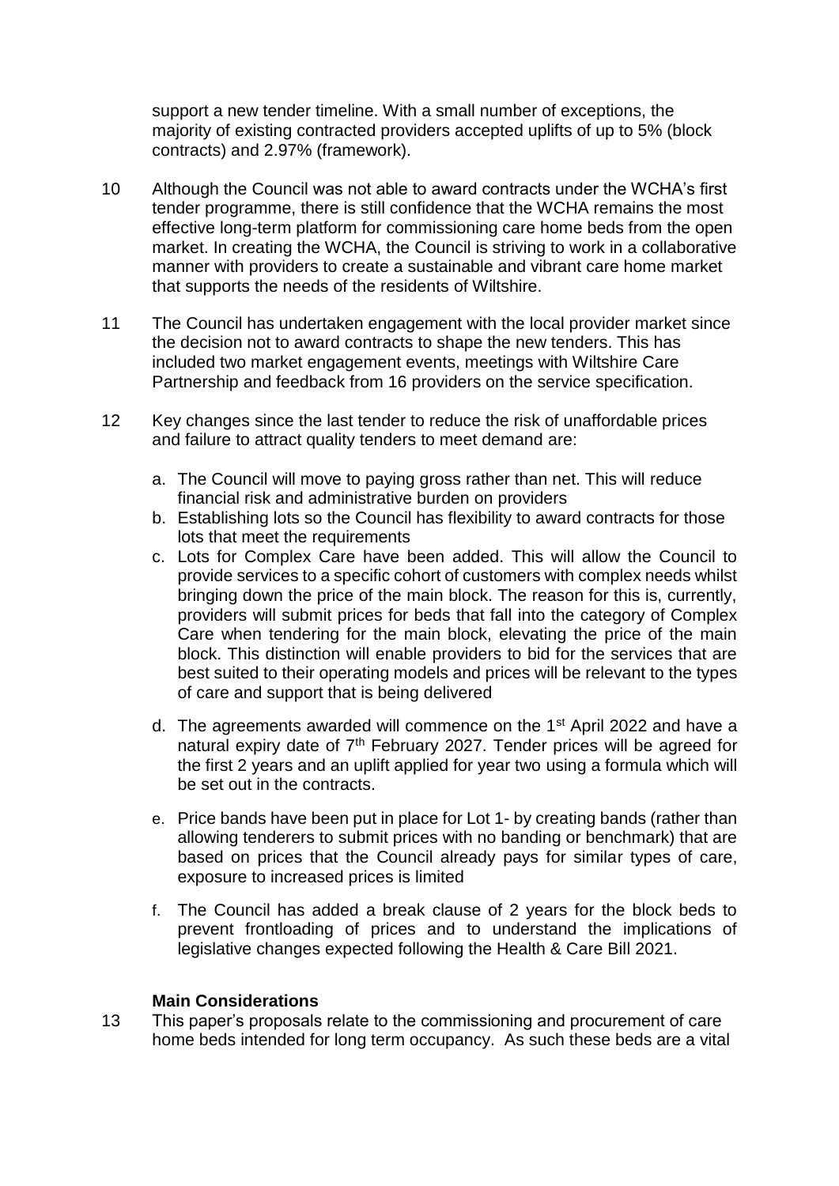support a new tender timeline. With a small number of exceptions, the majority of existing contracted providers accepted uplifts of up to 5% (block contracts) and 2.97% (framework).

10 Although the Council was not able to award contracts under the WCHA's first tender programme, there is still confidence that the WCHA remains the most effective long-term platform for commissioning care home beds from the open market. In creating the WCHA, the Council is striving to work in a collaborative manner with providers to create a sustainable and vibrant care home market that supports the needs of the residents of Wiltshire.

11 The Council has undertaken engagement with the local provider market since the decision not to award contracts to shape the new tenders. This has included two market engagement events, meetings with Wiltshire Care Partnership and feedback from 16 providers on the service specification.

12 Key changes since the last tender to reduce the risk of unaffordable prices and failure to attract quality tenders to meet demand are:

a. The Council will move to paying gross rather than net. This will reduce financial risk and administrative burden on providers
b. Establishing lots so the Council has flexibility to award contracts for those lots that meet the requirements
c. Lots for Complex Care have been added. This will allow the Council to provide services to a specific cohort of customers with complex needs whilst bringing down the price of the main block. The reason for this is, currently, providers will submit prices for beds that fall into the category of Complex Care when tendering for the main block, elevating the price of the main block. This distinction will enable providers to bid for the services that are best suited to their operating models and prices will be relevant to the types of care and support that is being delivered
d. The agreements awarded will commence on the 1st April 2022 and have a natural expiry date of 7th February 2027. Tender prices will be agreed for the first 2 years and an uplift applied for year two using a formula which will be set out in the contracts.
e. Price bands have been put in place for Lot 1- by creating bands (rather than allowing tenderers to submit prices with no banding or benchmark) that are based on prices that the Council already pays for similar types of care, exposure to increased prices is limited
f. The Council has added a break clause of 2 years for the block beds to prevent frontloading of prices and to understand the implications of legislative changes expected following the Health & Care Bill 2021.

**Main Considerations**

13 This paper's proposals relate to the commissioning and procurement of care home beds intended for long term occupancy. As such these beds are a vital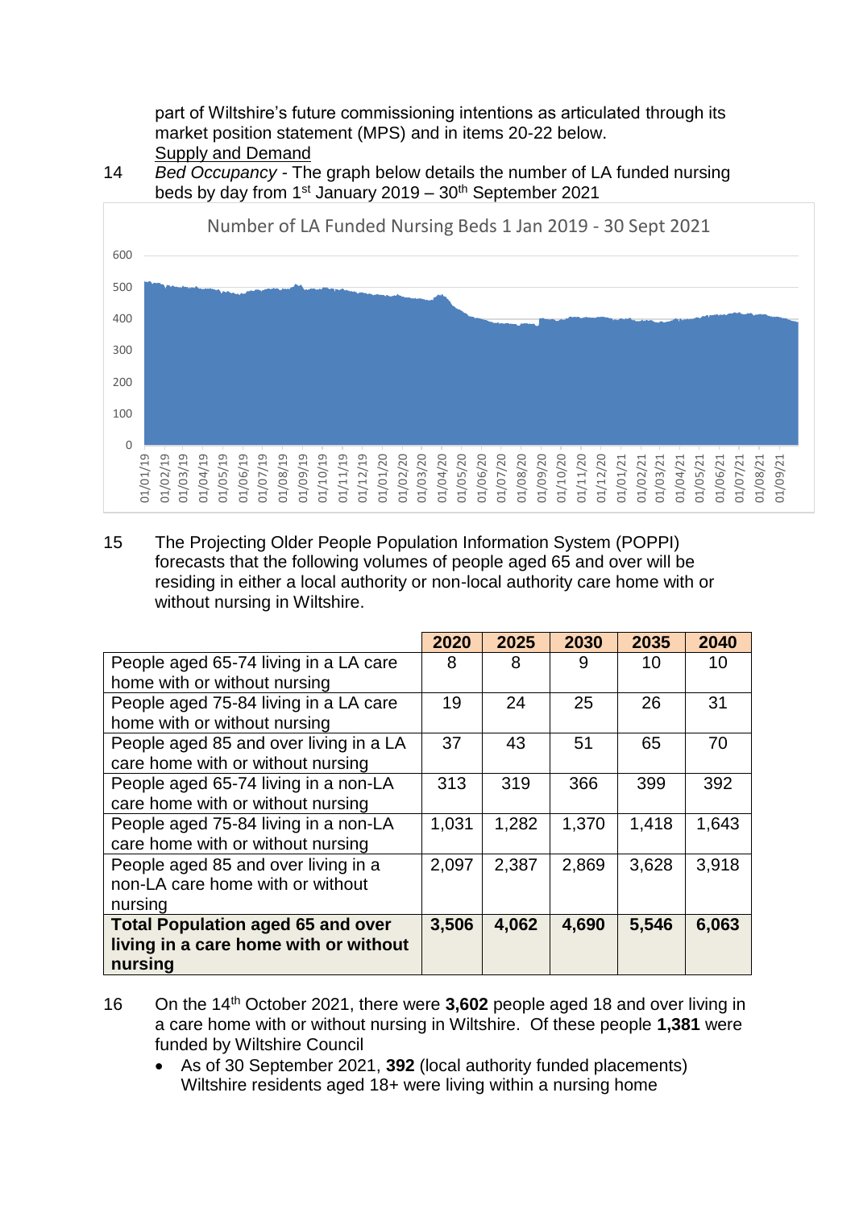part of Wiltshire's future commissioning intentions as articulated through its market position statement (MPS) and in items 20-22 below.

Supply and Demand

14 *Bed Occupancy* - The graph below details the number of LA funded nursing beds by day from 1st January 2019 – 30th September 2021

Number of LA Funded Nursing Beds 1 Jan 2019 - 30 Sept 2021

15 The Projecting Older People Population Information System (POPPI) forecasts that the following volumes of people aged 65 and over will be residing in either a local authority or non-local authority care home with or without nursing in Wiltshire.

| | 2020 | 2025 | 2030 | 2035 | 2040 |
|---|---|---|---|---|---|
| People aged 65-74 living in a LA care home with or without nursing | 8 | 8 | 9 | 10 | 10 |
| People aged 75-84 living in a LA care home with or without nursing | 19 | 24 | 25 | 26 | 31 |
| People aged 85 and over living in a LA care home with or without nursing | 37 | 43 | 51 | 65 | 70 |
| People aged 65-74 living in a non-LA care home with or without nursing | 313 | 319 | 366 | 399 | 392 |
| People aged 75-84 living in a non-LA care home with or without nursing | 1,031 | 1,282 | 1,370 | 1,418 | 1,643 |
| People aged 85 and over living in a non-LA care home with or without nursing | 2,097 | 2,387 | 2,869 | 3,628 | 3,918 |
| **Total Population aged 65 and over living in a care home with or without nursing** | **3,506** | **4,062** | **4,690** | **5,546** | **6,063** |

16 On the 14th October 2021, there were **3,602** people aged 18 and over living in a care home with or without nursing in Wiltshire. Of these people **1,381** were funded by Wiltshire Council

- As of 30 September 2021, **392** (local authority funded placements) Wiltshire residents aged 18+ were living within a nursing home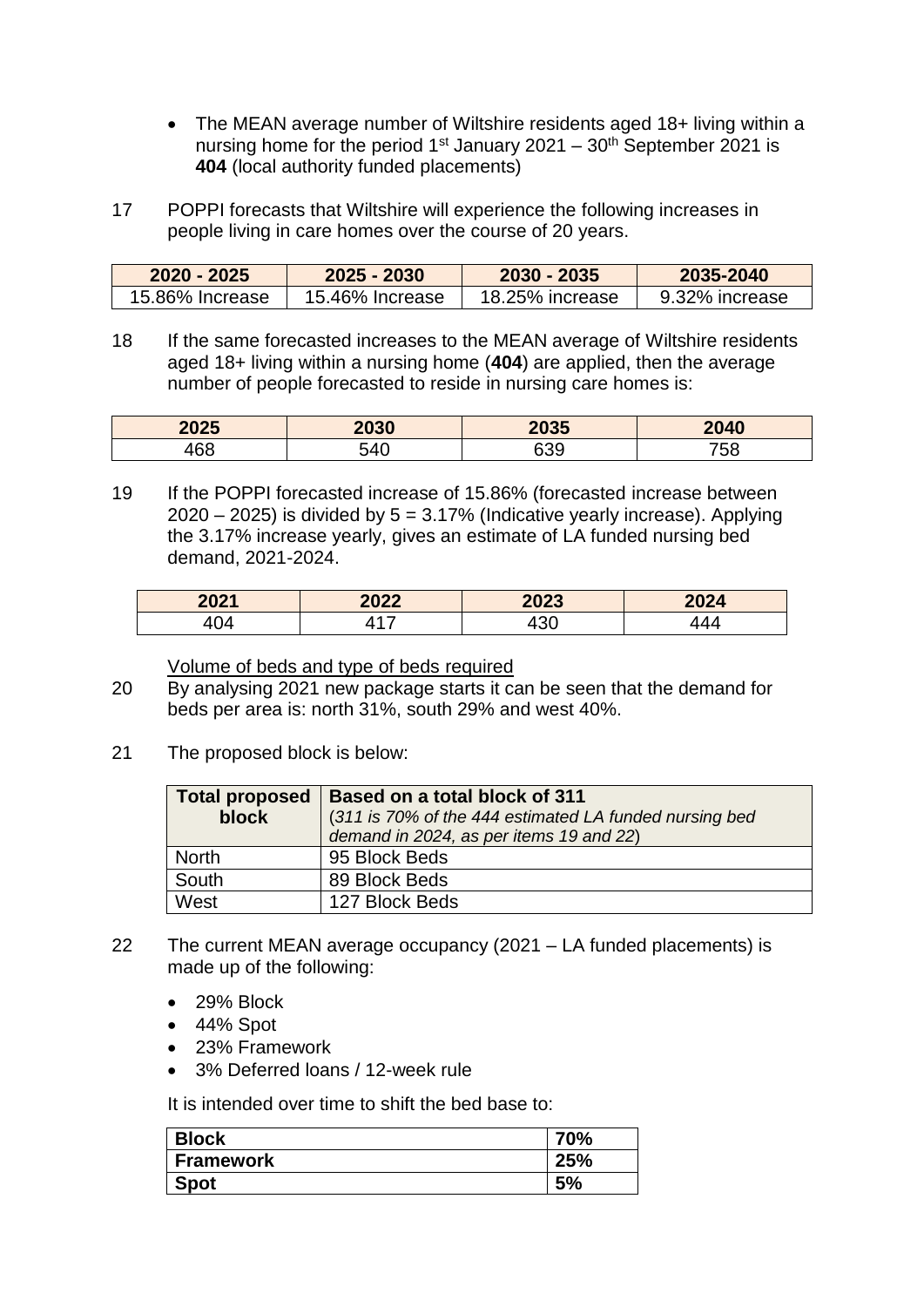- The MEAN average number of Wiltshire residents aged 18+ living within a nursing home for the period 1st January 2021 – 30th September 2021 is **404** (local authority funded placements)

17 POPPI forecasts that Wiltshire will experience the following increases in people living in care homes over the course of 20 years.

| 2020 - 2025 | 2025 - 2030 | 2030 - 2035 | 2035-2040 |
|---|---|---|---|
| 15.86% Increase | 15.46% Increase | 18.25% increase | 9.32% increase |

18 If the same forecasted increases to the MEAN average of Wiltshire residents aged 18+ living within a nursing home (**404**) are applied, then the average number of people forecasted to reside in nursing care homes is:

| 2025 | 2030 | 2035 | 2040 |
|---|---|---|---|
| 468 | 540 | 639 | 758 |

19 If the POPPI forecasted increase of 15.86% (forecasted increase between 2020 – 2025) is divided by 5 = 3.17% (Indicative yearly increase). Applying the 3.17% increase yearly, gives an estimate of LA funded nursing bed demand, 2021-2024.

| 2021 | 2022 | 2023 | 2024 |
|---|---|---|---|
| 404 | 417 | 430 | 444 |

Volume of beds and type of beds required

20 By analysing 2021 new package starts it can be seen that the demand for beds per area is: north 31%, south 29% and west 40%.

21 The proposed block is below:

| **Total proposed block** | **Based on a total block of 311** *(311 is 70% of the 444 estimated LA funded nursing bed demand in 2024, as per items 19 and 22)* |
|---|---|
| North | 95 Block Beds |
| South | 89 Block Beds |
| West | 127 Block Beds |

22 The current MEAN average occupancy (2021 – LA funded placements) is made up of the following:

- 29% Block
- 44% Spot
- 23% Framework
- 3% Deferred loans / 12-week rule

It is intended over time to shift the bed base to:

| **Block** | **70%** |
|---|---|
| **Framework** | **25%** |
| **Spot** | **5%** |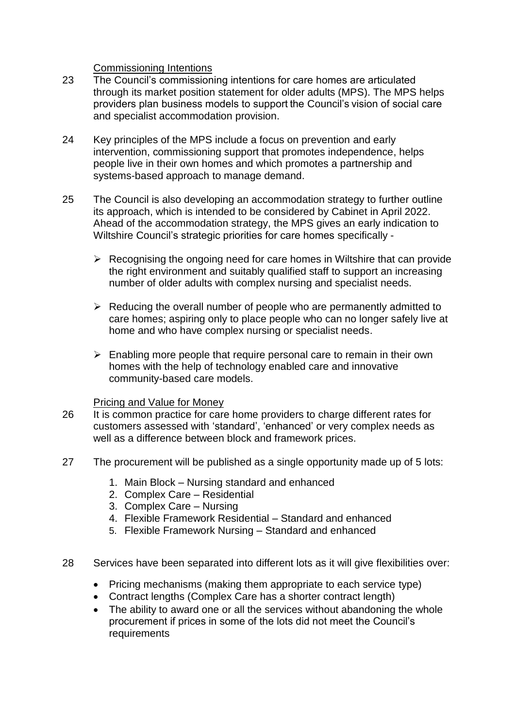Commissioning Intentions

23 The Council's commissioning intentions for care homes are articulated through its market position statement for older adults (MPS). The MPS helps providers plan business models to support the Council's vision of social care and specialist accommodation provision.

24 Key principles of the MPS include a focus on prevention and early intervention, commissioning support that promotes independence, helps people live in their own homes and which promotes a partnership and systems-based approach to manage demand.

25 The Council is also developing an accommodation strategy to further outline its approach, which is intended to be considered by Cabinet in April 2022. Ahead of the accommodation strategy, the MPS gives an early indication to Wiltshire Council's strategic priorities for care homes specifically -

- Recognising the ongoing need for care homes in Wiltshire that can provide the right environment and suitably qualified staff to support an increasing number of older adults with complex nursing and specialist needs.
- Reducing the overall number of people who are permanently admitted to care homes; aspiring only to place people who can no longer safely live at home and who have complex nursing or specialist needs.
- Enabling more people that require personal care to remain in their own homes with the help of technology enabled care and innovative community-based care models.

Pricing and Value for Money

26 It is common practice for care home providers to charge different rates for customers assessed with 'standard', 'enhanced' or very complex needs as well as a difference between block and framework prices.

27 The procurement will be published as a single opportunity made up of 5 lots:

1. Main Block – Nursing standard and enhanced
2. Complex Care – Residential
3. Complex Care – Nursing
4. Flexible Framework Residential – Standard and enhanced
5. Flexible Framework Nursing – Standard and enhanced

28 Services have been separated into different lots as it will give flexibilities over:

- Pricing mechanisms (making them appropriate to each service type)
- Contract lengths (Complex Care has a shorter contract length)
- The ability to award one or all the services without abandoning the whole procurement if prices in some of the lots did not meet the Council's requirements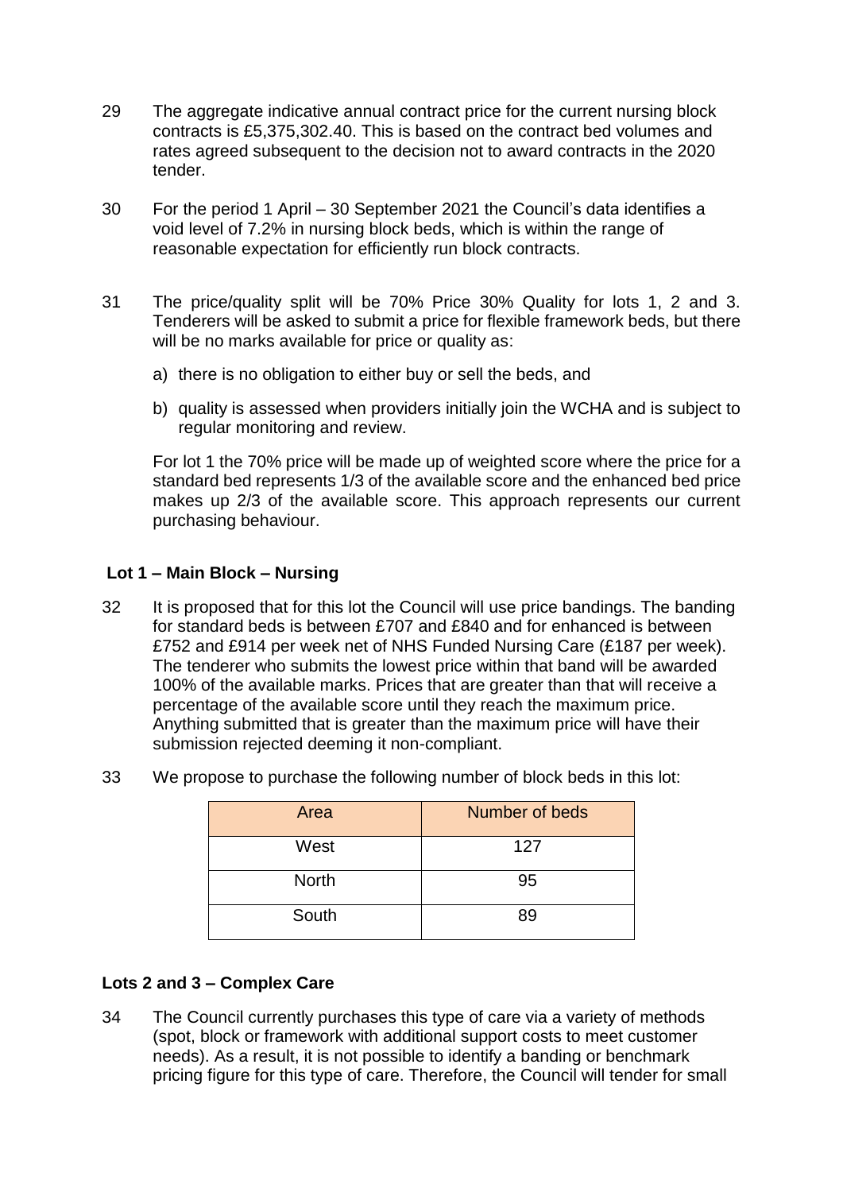29 The aggregate indicative annual contract price for the current nursing block contracts is £5,375,302.40. This is based on the contract bed volumes and rates agreed subsequent to the decision not to award contracts in the 2020 tender.

30 For the period 1 April – 30 September 2021 the Council's data identifies a void level of 7.2% in nursing block beds, which is within the range of reasonable expectation for efficiently run block contracts.

31 The price/quality split will be 70% Price 30% Quality for lots 1, 2 and 3. Tenderers will be asked to submit a price for flexible framework beds, but there will be no marks available for price or quality as:

a) there is no obligation to either buy or sell the beds, and

b) quality is assessed when providers initially join the WCHA and is subject to regular monitoring and review.

For lot 1 the 70% price will be made up of weighted score where the price for a standard bed represents 1/3 of the available score and the enhanced bed price makes up 2/3 of the available score. This approach represents our current purchasing behaviour.

### Lot 1 – Main Block – Nursing

32 It is proposed that for this lot the Council will use price bandings. The banding for standard beds is between £707 and £840 and for enhanced is between £752 and £914 per week net of NHS Funded Nursing Care (£187 per week). The tenderer who submits the lowest price within that band will be awarded 100% of the available marks. Prices that are greater than that will receive a percentage of the available score until they reach the maximum price. Anything submitted that is greater than the maximum price will have their submission rejected deeming it non-compliant.

33 We propose to purchase the following number of block beds in this lot:

| Area | Number of beds |
|---|---|
| West | 127 |
| North | 95 |
| South | 89 |

### Lots 2 and 3 – Complex Care

34 The Council currently purchases this type of care via a variety of methods (spot, block or framework with additional support costs to meet customer needs). As a result, it is not possible to identify a banding or benchmark pricing figure for this type of care. Therefore, the Council will tender for small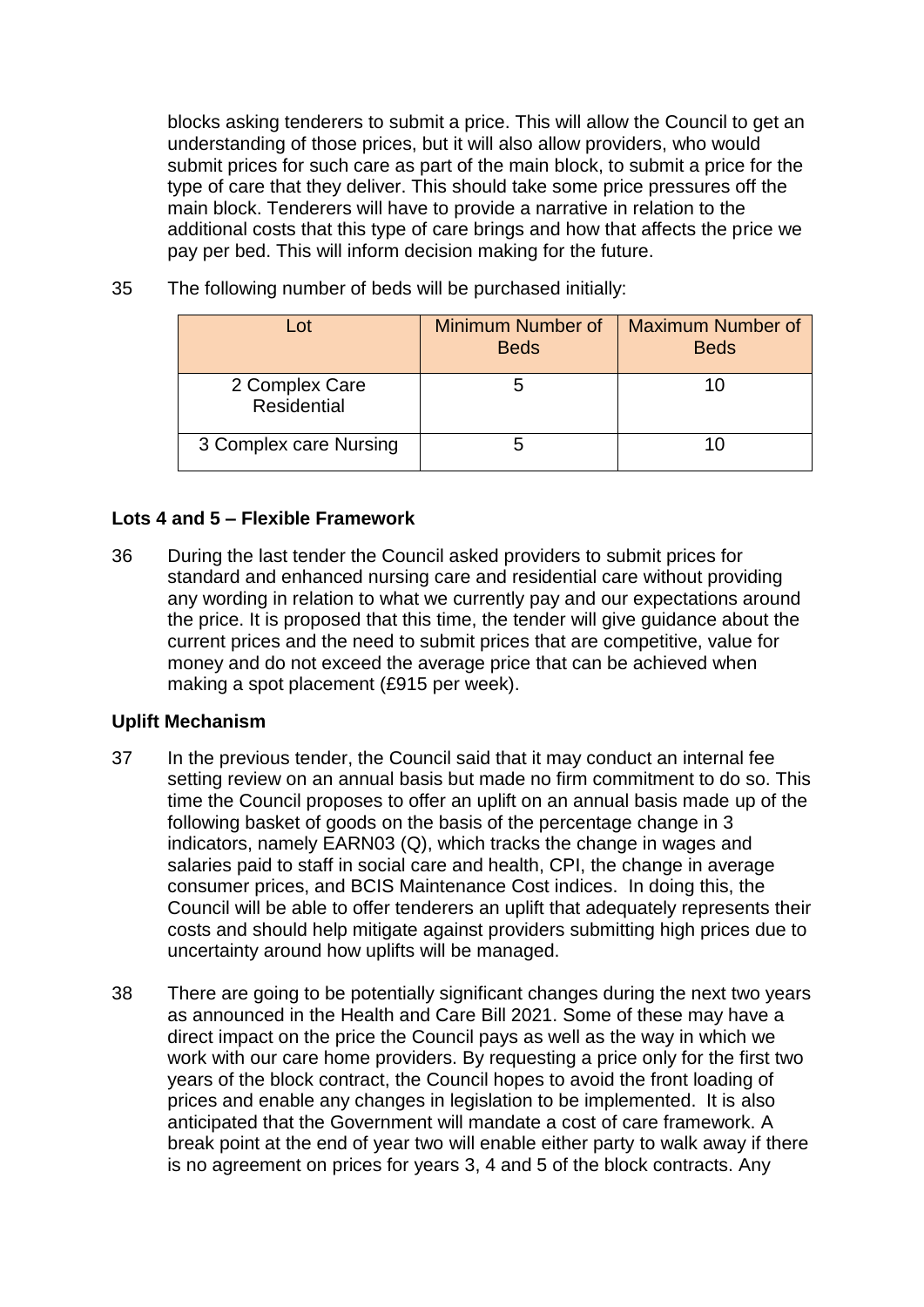blocks asking tenderers to submit a price. This will allow the Council to get an understanding of those prices, but it will also allow providers, who would submit prices for such care as part of the main block, to submit a price for the type of care that they deliver. This should take some price pressures off the main block. Tenderers will have to provide a narrative in relation to the additional costs that this type of care brings and how that affects the price we pay per bed. This will inform decision making for the future.

35 The following number of beds will be purchased initially:

| Lot | Minimum Number of Beds | Maximum Number of Beds |
|---|---|---|
| 2 Complex Care Residential | 5 | 10 |
| 3 Complex care Nursing | 5 | 10 |

**Lots 4 and 5 – Flexible Framework**

36 During the last tender the Council asked providers to submit prices for standard and enhanced nursing care and residential care without providing any wording in relation to what we currently pay and our expectations around the price. It is proposed that this time, the tender will give guidance about the current prices and the need to submit prices that are competitive, value for money and do not exceed the average price that can be achieved when making a spot placement (£915 per week).

**Uplift Mechanism**

37 In the previous tender, the Council said that it may conduct an internal fee setting review on an annual basis but made no firm commitment to do so. This time the Council proposes to offer an uplift on an annual basis made up of the following basket of goods on the basis of the percentage change in 3 indicators, namely EARN03 (Q), which tracks the change in wages and salaries paid to staff in social care and health, CPI, the change in average consumer prices, and BCIS Maintenance Cost indices. In doing this, the Council will be able to offer tenderers an uplift that adequately represents their costs and should help mitigate against providers submitting high prices due to uncertainty around how uplifts will be managed.

38 There are going to be potentially significant changes during the next two years as announced in the Health and Care Bill 2021. Some of these may have a direct impact on the price the Council pays as well as the way in which we work with our care home providers. By requesting a price only for the first two years of the block contract, the Council hopes to avoid the front loading of prices and enable any changes in legislation to be implemented. It is also anticipated that the Government will mandate a cost of care framework. A break point at the end of year two will enable either party to walk away if there is no agreement on prices for years 3, 4 and 5 of the block contracts. Any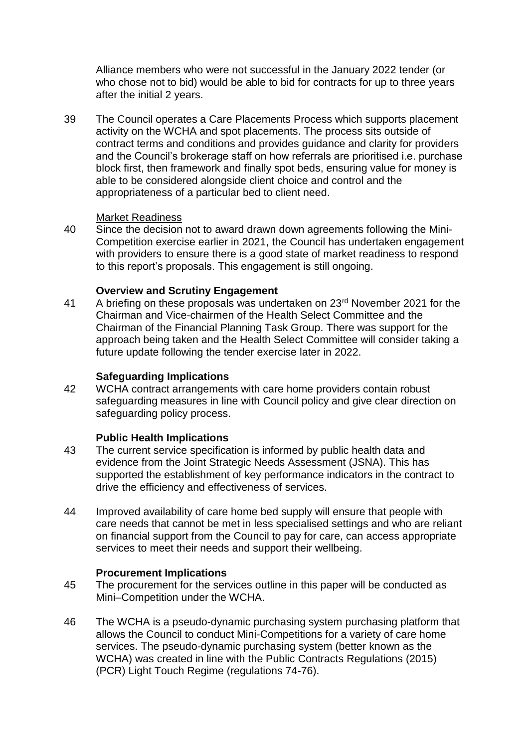Alliance members who were not successful in the January 2022 tender (or who chose not to bid) would be able to bid for contracts for up to three years after the initial 2 years.

39 The Council operates a Care Placements Process which supports placement activity on the WCHA and spot placements. The process sits outside of contract terms and conditions and provides guidance and clarity for providers and the Council's brokerage staff on how referrals are prioritised i.e. purchase block first, then framework and finally spot beds, ensuring value for money is able to be considered alongside client choice and control and the appropriateness of a particular bed to client need.

Market Readiness

40 Since the decision not to award drawn down agreements following the Mini-Competition exercise earlier in 2021, the Council has undertaken engagement with providers to ensure there is a good state of market readiness to respond to this report's proposals. This engagement is still ongoing.

**Overview and Scrutiny Engagement**

41 A briefing on these proposals was undertaken on 23rd November 2021 for the Chairman and Vice-chairmen of the Health Select Committee and the Chairman of the Financial Planning Task Group. There was support for the approach being taken and the Health Select Committee will consider taking a future update following the tender exercise later in 2022.

**Safeguarding Implications**

42 WCHA contract arrangements with care home providers contain robust safeguarding measures in line with Council policy and give clear direction on safeguarding policy process.

**Public Health Implications**

43 The current service specification is informed by public health data and evidence from the Joint Strategic Needs Assessment (JSNA). This has supported the establishment of key performance indicators in the contract to drive the efficiency and effectiveness of services.

44 Improved availability of care home bed supply will ensure that people with care needs that cannot be met in less specialised settings and who are reliant on financial support from the Council to pay for care, can access appropriate services to meet their needs and support their wellbeing.

**Procurement Implications**

45 The procurement for the services outline in this paper will be conducted as Mini–Competition under the WCHA.

46 The WCHA is a pseudo-dynamic purchasing system purchasing platform that allows the Council to conduct Mini-Competitions for a variety of care home services. The pseudo-dynamic purchasing system (better known as the WCHA) was created in line with the Public Contracts Regulations (2015) (PCR) Light Touch Regime (regulations 74-76).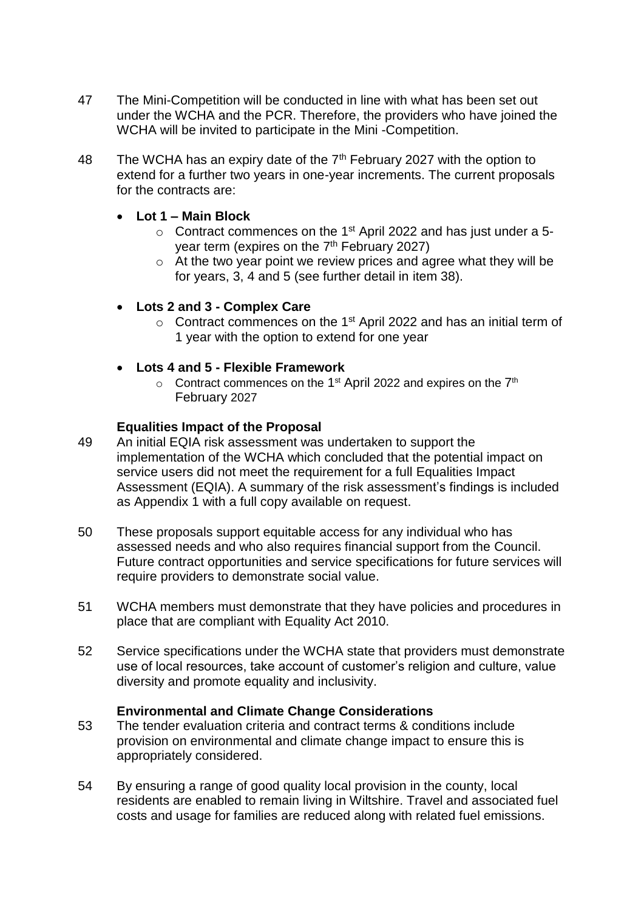47 The Mini-Competition will be conducted in line with what has been set out under the WCHA and the PCR. Therefore, the providers who have joined the WCHA will be invited to participate in the Mini -Competition.

48 The WCHA has an expiry date of the 7th February 2027 with the option to extend for a further two years in one-year increments. The current proposals for the contracts are:

- **Lot 1 – Main Block**
  - Contract commences on the 1st April 2022 and has just under a 5-year term (expires on the 7th February 2027)
  - At the two year point we review prices and agree what they will be for years, 3, 4 and 5 (see further detail in item 38).
- **Lots 2 and 3 - Complex Care**
  - Contract commences on the 1st April 2022 and has an initial term of 1 year with the option to extend for one year
- **Lots 4 and 5 - Flexible Framework**
  - Contract commences on the 1st April 2022 and expires on the 7th February 2027

**Equalities Impact of the Proposal**

49 An initial EQIA risk assessment was undertaken to support the implementation of the WCHA which concluded that the potential impact on service users did not meet the requirement for a full Equalities Impact Assessment (EQIA). A summary of the risk assessment's findings is included as Appendix 1 with a full copy available on request.

50 These proposals support equitable access for any individual who has assessed needs and who also requires financial support from the Council. Future contract opportunities and service specifications for future services will require providers to demonstrate social value.

51 WCHA members must demonstrate that they have policies and procedures in place that are compliant with Equality Act 2010.

52 Service specifications under the WCHA state that providers must demonstrate use of local resources, take account of customer's religion and culture, value diversity and promote equality and inclusivity.

**Environmental and Climate Change Considerations**

53 The tender evaluation criteria and contract terms & conditions include provision on environmental and climate change impact to ensure this is appropriately considered.

54 By ensuring a range of good quality local provision in the county, local residents are enabled to remain living in Wiltshire. Travel and associated fuel costs and usage for families are reduced along with related fuel emissions.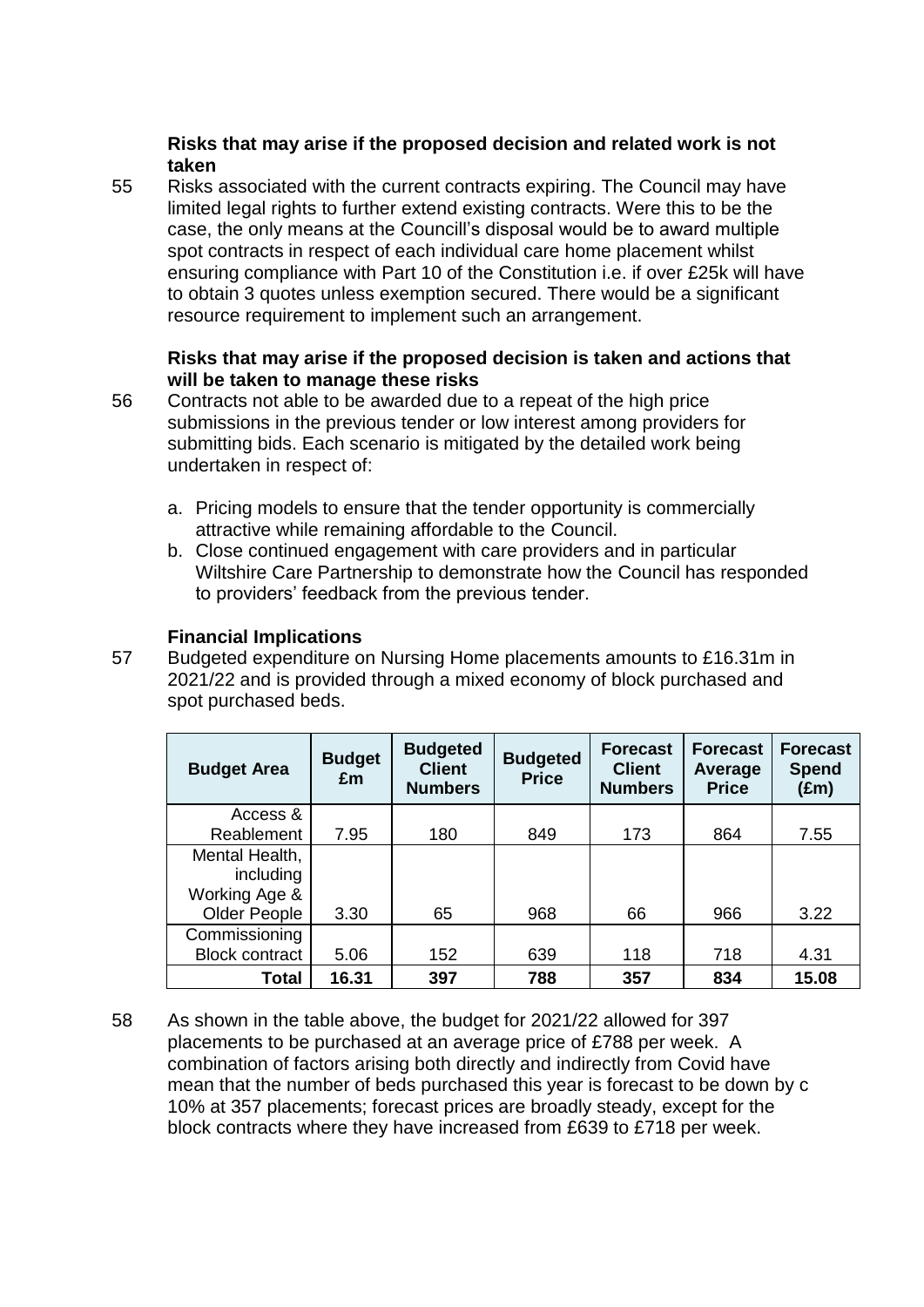**Risks that may arise if the proposed decision and related work is not taken**

55 Risks associated with the current contracts expiring. The Council may have limited legal rights to further extend existing contracts. Were this to be the case, the only means at the Councill's disposal would be to award multiple spot contracts in respect of each individual care home placement whilst ensuring compliance with Part 10 of the Constitution i.e. if over £25k will have to obtain 3 quotes unless exemption secured. There would be a significant resource requirement to implement such an arrangement.

**Risks that may arise if the proposed decision is taken and actions that will be taken to manage these risks**

56 Contracts not able to be awarded due to a repeat of the high price submissions in the previous tender or low interest among providers for submitting bids. Each scenario is mitigated by the detailed work being undertaken in respect of:

a. Pricing models to ensure that the tender opportunity is commercially attractive while remaining affordable to the Council.
b. Close continued engagement with care providers and in particular Wiltshire Care Partnership to demonstrate how the Council has responded to providers' feedback from the previous tender.

**Financial Implications**

57 Budgeted expenditure on Nursing Home placements amounts to £16.31m in 2021/22 and is provided through a mixed economy of block purchased and spot purchased beds.

| Budget Area | Budget £m | Budgeted Client Numbers | Budgeted Price | Forecast Client Numbers | Forecast Average Price | Forecast Spend (£m) |
|---|---|---|---|---|---|---|
| Access & Reablement | 7.95 | 180 | 849 | 173 | 864 | 7.55 |
| Mental Health, including Working Age & Older People | 3.30 | 65 | 968 | 66 | 966 | 3.22 |
| Commissioning Block contract | 5.06 | 152 | 639 | 118 | 718 | 4.31 |
| **Total** | **16.31** | **397** | **788** | **357** | **834** | **15.08** |

58 As shown in the table above, the budget for 2021/22 allowed for 397 placements to be purchased at an average price of £788 per week. A combination of factors arising both directly and indirectly from Covid have mean that the number of beds purchased this year is forecast to be down by c 10% at 357 placements; forecast prices are broadly steady, except for the block contracts where they have increased from £639 to £718 per week.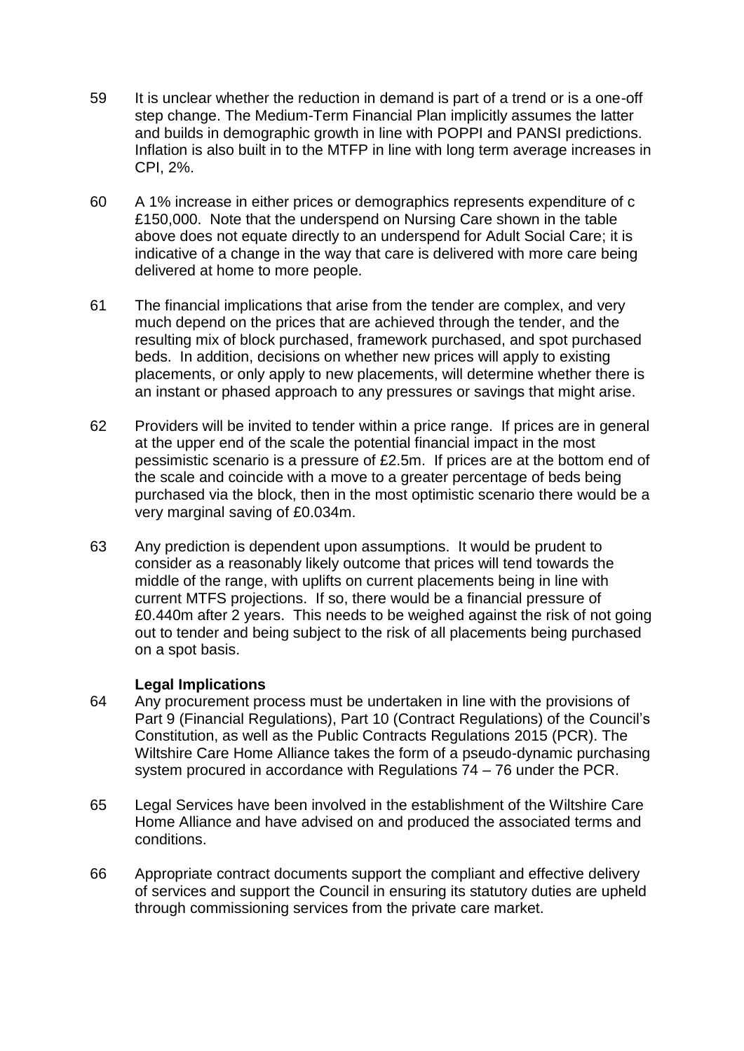59 It is unclear whether the reduction in demand is part of a trend or is a one-off step change. The Medium-Term Financial Plan implicitly assumes the latter and builds in demographic growth in line with POPPI and PANSI predictions. Inflation is also built in to the MTFP in line with long term average increases in CPI, 2%.

60 A 1% increase in either prices or demographics represents expenditure of c £150,000. Note that the underspend on Nursing Care shown in the table above does not equate directly to an underspend for Adult Social Care; it is indicative of a change in the way that care is delivered with more care being delivered at home to more people.

61 The financial implications that arise from the tender are complex, and very much depend on the prices that are achieved through the tender, and the resulting mix of block purchased, framework purchased, and spot purchased beds. In addition, decisions on whether new prices will apply to existing placements, or only apply to new placements, will determine whether there is an instant or phased approach to any pressures or savings that might arise.

62 Providers will be invited to tender within a price range. If prices are in general at the upper end of the scale the potential financial impact in the most pessimistic scenario is a pressure of £2.5m. If prices are at the bottom end of the scale and coincide with a move to a greater percentage of beds being purchased via the block, then in the most optimistic scenario there would be a very marginal saving of £0.034m.

63 Any prediction is dependent upon assumptions. It would be prudent to consider as a reasonably likely outcome that prices will tend towards the middle of the range, with uplifts on current placements being in line with current MTFS projections. If so, there would be a financial pressure of £0.440m after 2 years. This needs to be weighed against the risk of not going out to tender and being subject to the risk of all placements being purchased on a spot basis.

**Legal Implications**

64 Any procurement process must be undertaken in line with the provisions of Part 9 (Financial Regulations), Part 10 (Contract Regulations) of the Council's Constitution, as well as the Public Contracts Regulations 2015 (PCR). The Wiltshire Care Home Alliance takes the form of a pseudo-dynamic purchasing system procured in accordance with Regulations 74 – 76 under the PCR.

65 Legal Services have been involved in the establishment of the Wiltshire Care Home Alliance and have advised on and produced the associated terms and conditions.

66 Appropriate contract documents support the compliant and effective delivery of services and support the Council in ensuring its statutory duties are upheld through commissioning services from the private care market.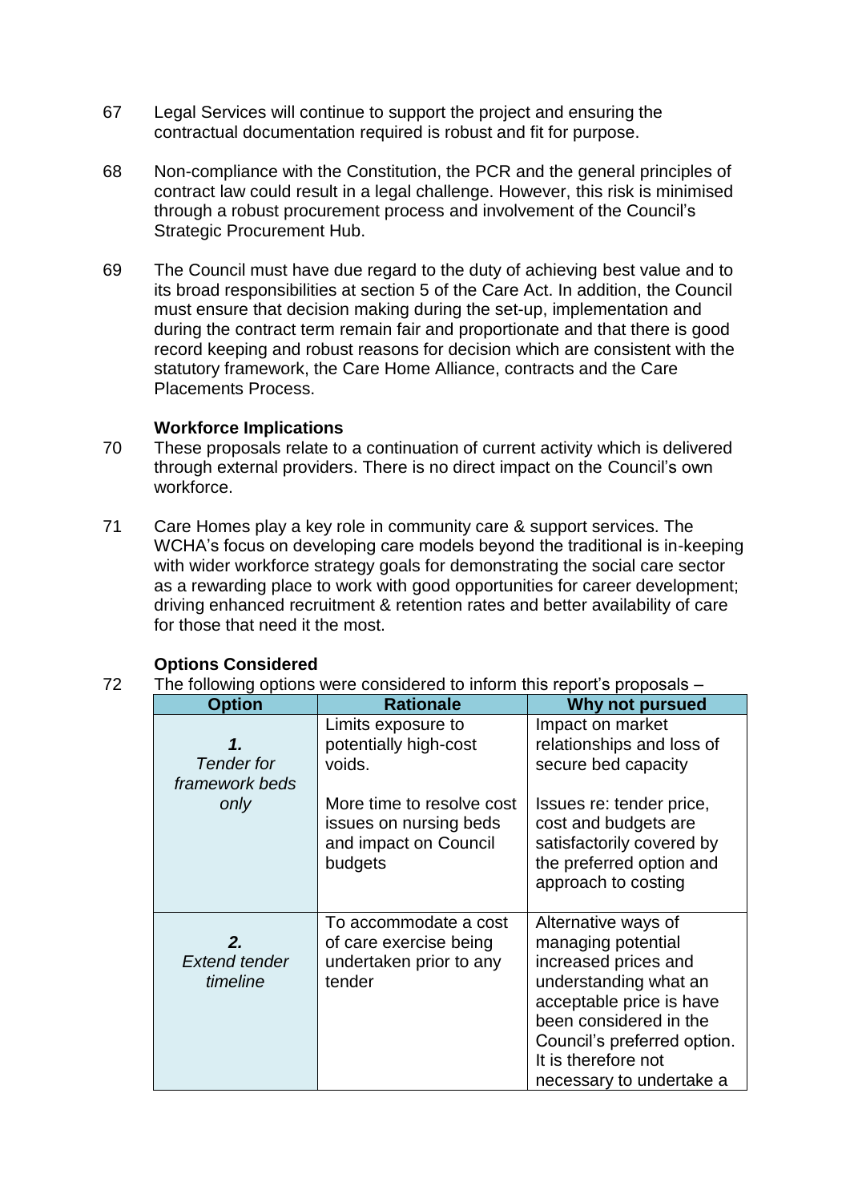67 Legal Services will continue to support the project and ensuring the contractual documentation required is robust and fit for purpose.

68 Non-compliance with the Constitution, the PCR and the general principles of contract law could result in a legal challenge. However, this risk is minimised through a robust procurement process and involvement of the Council's Strategic Procurement Hub.

69 The Council must have due regard to the duty of achieving best value and to its broad responsibilities at section 5 of the Care Act. In addition, the Council must ensure that decision making during the set-up, implementation and during the contract term remain fair and proportionate and that there is good record keeping and robust reasons for decision which are consistent with the statutory framework, the Care Home Alliance, contracts and the Care Placements Process.

**Workforce Implications**

70 These proposals relate to a continuation of current activity which is delivered through external providers. There is no direct impact on the Council's own workforce.

71 Care Homes play a key role in community care & support services. The WCHA's focus on developing care models beyond the traditional is in-keeping with wider workforce strategy goals for demonstrating the social care sector as a rewarding place to work with good opportunities for career development; driving enhanced recruitment & retention rates and better availability of care for those that need it the most.

**Options Considered**

72 The following options were considered to inform this report's proposals –

| Option | Rationale | Why not pursued |
|---|---|---|
| ***1.*** *Tender for framework beds only* | Limits exposure to potentially high-cost voids.<br><br>More time to resolve cost issues on nursing beds and impact on Council budgets | Impact on market relationships and loss of secure bed capacity<br><br>Issues re: tender price, cost and budgets are satisfactorily covered by the preferred option and approach to costing |
| ***2.*** *Extend tender timeline* | To accommodate a cost of care exercise being undertaken prior to any tender | Alternative ways of managing potential increased prices and understanding what an acceptable price is have been considered in the Council's preferred option. It is therefore not necessary to undertake a |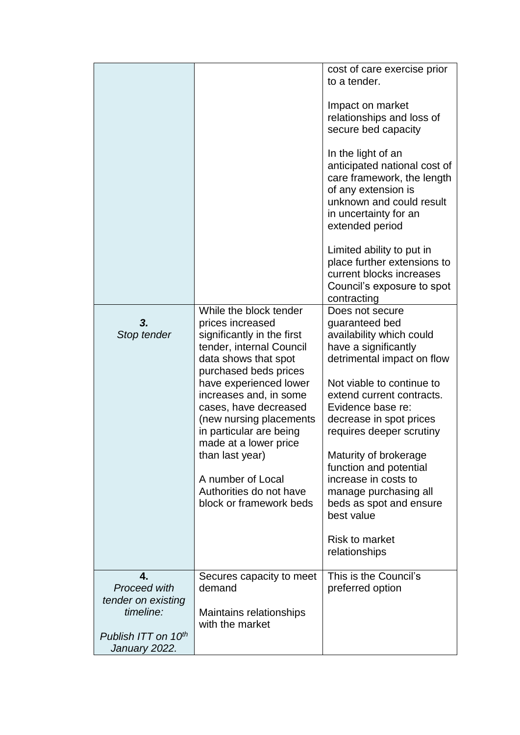| | | |
|---|---|---|
| | | cost of care exercise prior to a tender.<br><br>Impact on market relationships and loss of secure bed capacity<br><br>In the light of an anticipated national cost of care framework, the length of any extension is unknown and could result in uncertainty for an extended period<br><br>Limited ability to put in place further extensions to current blocks increases Council's exposure to spot contracting |
| ***3.***<br>*Stop tender* | While the block tender prices increased significantly in the first tender, internal Council data shows that spot purchased beds prices have experienced lower increases and, in some cases, have decreased (new nursing placements in particular are being made at a lower price than last year)<br><br>A number of Local Authorities do not have block or framework beds | Does not secure guaranteed bed availability which could have a significantly detrimental impact on flow<br><br>Not viable to continue to extend current contracts. Evidence base re: decrease in spot prices requires deeper scrutiny<br><br>Maturity of brokerage function and potential increase in costs to manage purchasing all beds as spot and ensure best value<br><br>Risk to market relationships |
| **4.**<br>*Proceed with tender on existing timeline:*<br><br>*Publish ITT on 10th January 2022.* | Secures capacity to meet demand<br><br>Maintains relationships with the market | This is the Council's preferred option |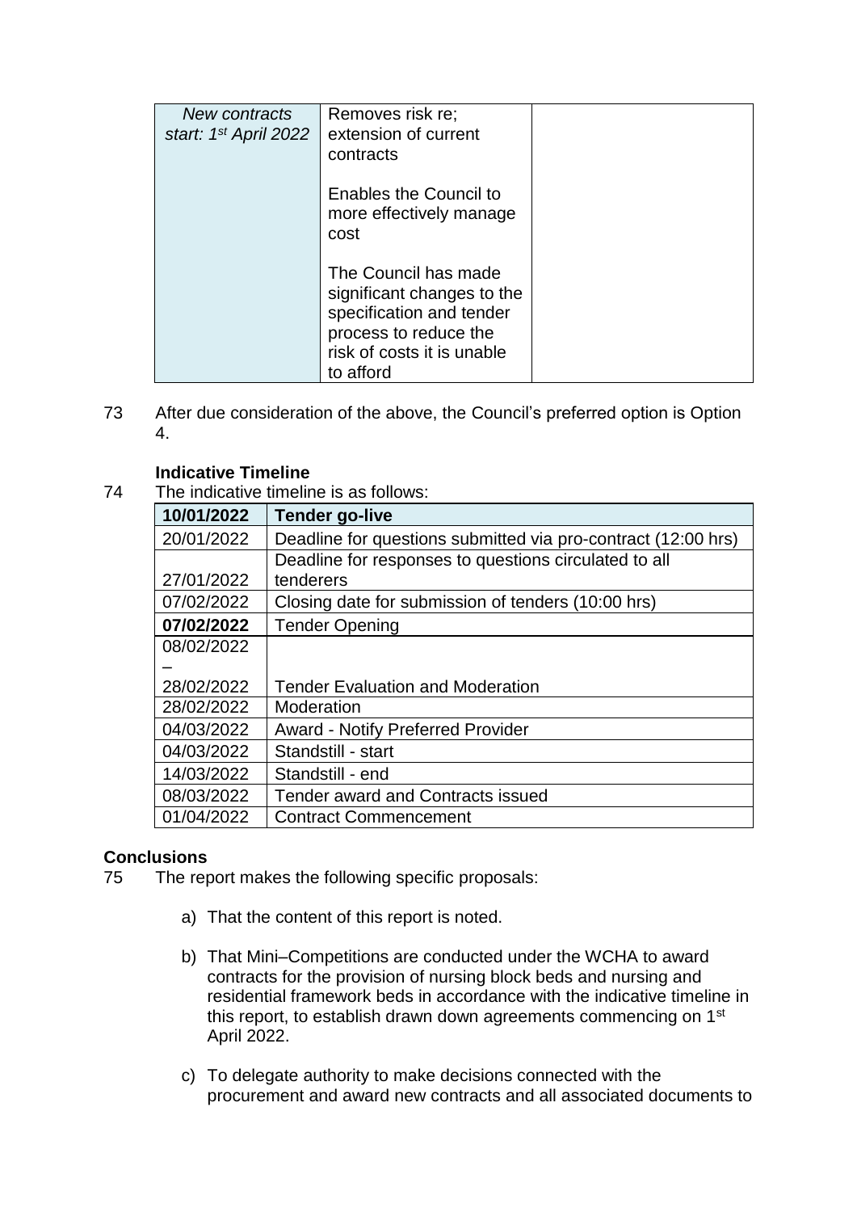| *New contracts start: 1st April 2022* | Removes risk re; extension of current contracts<br><br>Enables the Council to more effectively manage cost<br><br>The Council has made significant changes to the specification and tender process to reduce the risk of costs it is unable to afford | |
|---|---|---|

73 After due consideration of the above, the Council's preferred option is Option 4.

**Indicative Timeline**

74 The indicative timeline is as follows:

| **10/01/2022** | **Tender go-live** |
|---|---|
| 20/01/2022 | Deadline for questions submitted via pro-contract (12:00 hrs) |
| 27/01/2022 | Deadline for responses to questions circulated to all tenderers |
| 07/02/2022 | Closing date for submission of tenders (10:00 hrs) |
| **07/02/2022** | Tender Opening |
| 08/02/2022 – 28/02/2022 | Tender Evaluation and Moderation |
| 28/02/2022 | Moderation |
| 04/03/2022 | Award - Notify Preferred Provider |
| 04/03/2022 | Standstill - start |
| 14/03/2022 | Standstill - end |
| 08/03/2022 | Tender award and Contracts issued |
| 01/04/2022 | Contract Commencement |

**Conclusions**

75 The report makes the following specific proposals:

a) That the content of this report is noted.

b) That Mini–Competitions are conducted under the WCHA to award contracts for the provision of nursing block beds and nursing and residential framework beds in accordance with the indicative timeline in this report, to establish drawn down agreements commencing on 1st April 2022.

c) To delegate authority to make decisions connected with the procurement and award new contracts and all associated documents to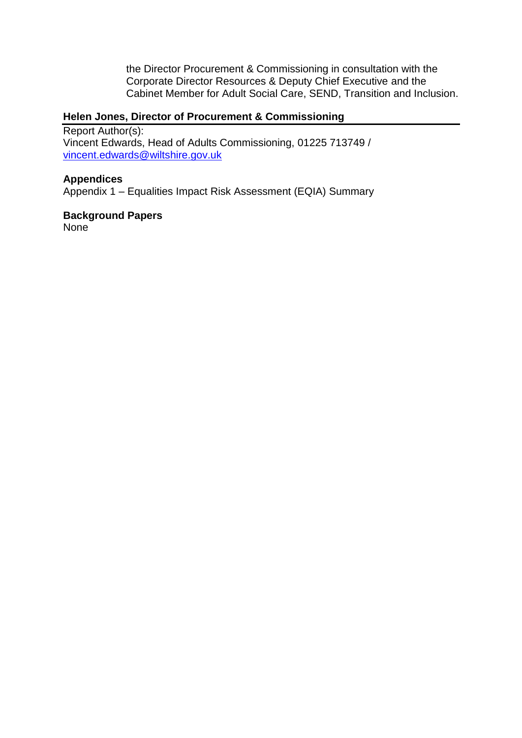the Director Procurement & Commissioning in consultation with the Corporate Director Resources & Deputy Chief Executive and the Cabinet Member for Adult Social Care, SEND, Transition and Inclusion.

**Helen Jones, Director of Procurement & Commissioning**

Report Author(s):
Vincent Edwards, Head of Adults Commissioning, 01225 713749 / vincent.edwards@wiltshire.gov.uk

**Appendices**

Appendix 1 – Equalities Impact Risk Assessment (EQIA) Summary

**Background Papers**

None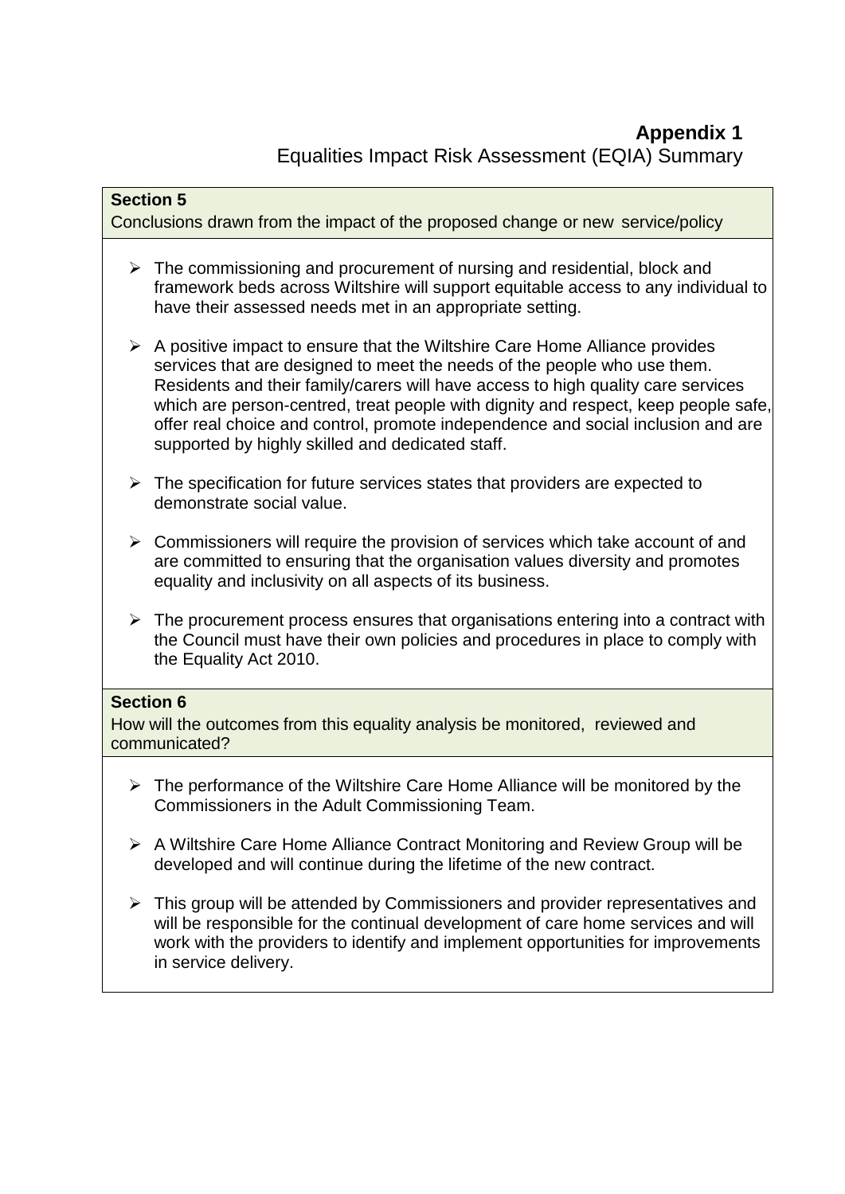**Appendix 1**

Equalities Impact Risk Assessment (EQIA) Summary

**Section 5**

Conclusions drawn from the impact of the proposed change or new service/policy

- The commissioning and procurement of nursing and residential, block and framework beds across Wiltshire will support equitable access to any individual to have their assessed needs met in an appropriate setting.
- A positive impact to ensure that the Wiltshire Care Home Alliance provides services that are designed to meet the needs of the people who use them. Residents and their family/carers will have access to high quality care services which are person-centred, treat people with dignity and respect, keep people safe, offer real choice and control, promote independence and social inclusion and are supported by highly skilled and dedicated staff.
- The specification for future services states that providers are expected to demonstrate social value.
- Commissioners will require the provision of services which take account of and are committed to ensuring that the organisation values diversity and promotes equality and inclusivity on all aspects of its business.
- The procurement process ensures that organisations entering into a contract with the Council must have their own policies and procedures in place to comply with the Equality Act 2010.

**Section 6**

How will the outcomes from this equality analysis be monitored, reviewed and communicated?

- The performance of the Wiltshire Care Home Alliance will be monitored by the Commissioners in the Adult Commissioning Team.
- A Wiltshire Care Home Alliance Contract Monitoring and Review Group will be developed and will continue during the lifetime of the new contract.
- This group will be attended by Commissioners and provider representatives and will be responsible for the continual development of care home services and will work with the providers to identify and implement opportunities for improvements in service delivery.